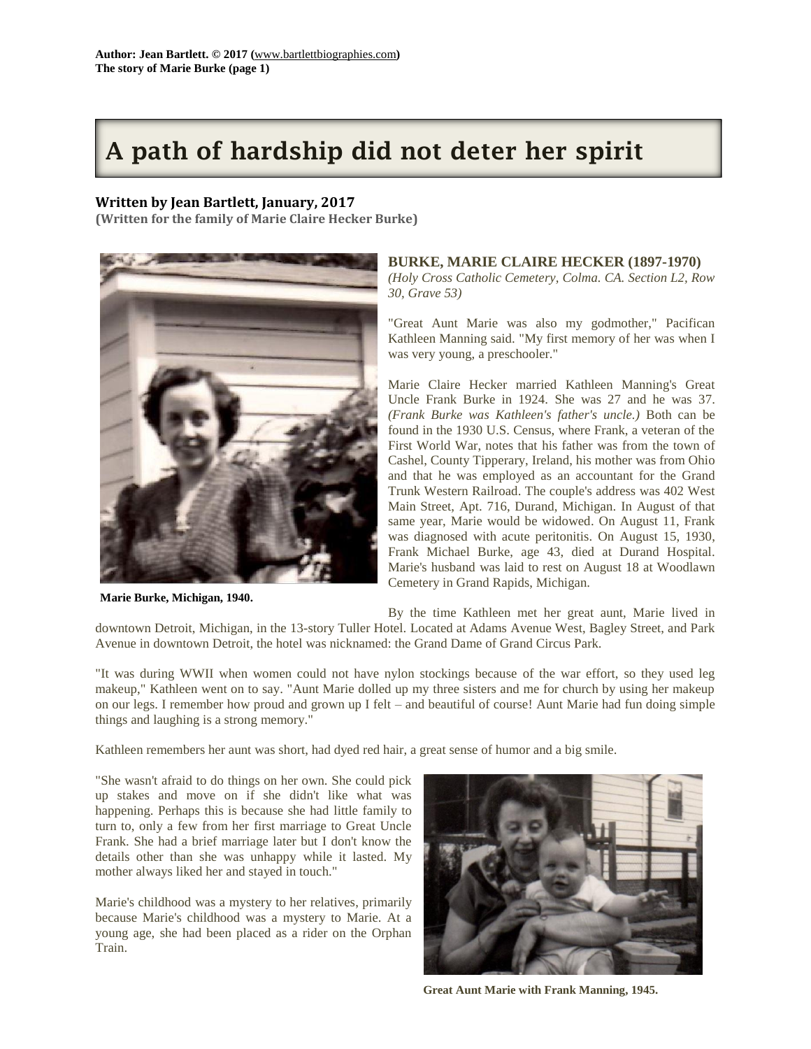# A path of hardship did not deter her spirit

**Written by Jean Bartlett, January, 2017**
**(Written for the family of Marie Claire Hecker Burke)**

Marie Burke, Michigan, 1940.

**BURKE, MARIE CLAIRE HECKER (1897-1970)**
*(Holy Cross Catholic Cemetery, Colma. CA. Section L2, Row 30, Grave 53)*

"Great Aunt Marie was also my godmother," Pacifican Kathleen Manning said. "My first memory of her was when I was very young, a preschooler."

Marie Claire Hecker married Kathleen Manning's Great Uncle Frank Burke in 1924. She was 27 and he was 37. *(Frank Burke was Kathleen's father's uncle.)* Both can be found in the 1930 U.S. Census, where Frank, a veteran of the First World War, notes that his father was from the town of Cashel, County Tipperary, Ireland, his mother was from Ohio and that he was employed as an accountant for the Grand Trunk Western Railroad. The couple's address was 402 West Main Street, Apt. 716, Durand, Michigan. In August of that same year, Marie would be widowed. On August 11, Frank was diagnosed with acute peritonitis. On August 15, 1930, Frank Michael Burke, age 43, died at Durand Hospital. Marie's husband was laid to rest on August 18 at Woodlawn Cemetery in Grand Rapids, Michigan.

By the time Kathleen met her great aunt, Marie lived in downtown Detroit, Michigan, in the 13-story Tuller Hotel. Located at Adams Avenue West, Bagley Street, and Park Avenue in downtown Detroit, the hotel was nicknamed: the Grand Dame of Grand Circus Park.

"It was during WWII when women could not have nylon stockings because of the war effort, so they used leg makeup," Kathleen went on to say. "Aunt Marie dolled up my three sisters and me for church by using her makeup on our legs. I remember how proud and grown up I felt – and beautiful of course! Aunt Marie had fun doing simple things and laughing is a strong memory."

Kathleen remembers her aunt was short, had dyed red hair, a great sense of humor and a big smile.

"She wasn't afraid to do things on her own. She could pick up stakes and move on if she didn't like what was happening. Perhaps this is because she had little family to turn to, only a few from her first marriage to Great Uncle Frank. She had a brief marriage later but I don't know the details other than she was unhappy while it lasted. My mother always liked her and stayed in touch."

Marie's childhood was a mystery to her relatives, primarily because Marie's childhood was a mystery to Marie. At a young age, she had been placed as a rider on the Orphan Train.

Great Aunt Marie with Frank Manning, 1945.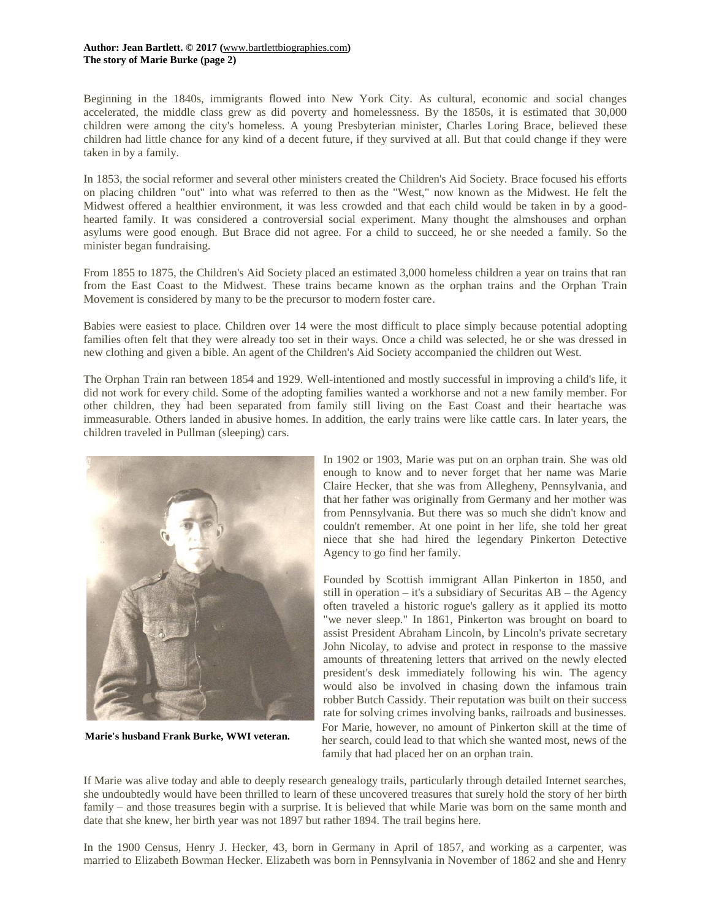Beginning in the 1840s, immigrants flowed into New York City. As cultural, economic and social changes accelerated, the middle class grew as did poverty and homelessness. By the 1850s, it is estimated that 30,000 children were among the city's homeless. A young Presbyterian minister, Charles Loring Brace, believed these children had little chance for any kind of a decent future, if they survived at all. But that could change if they were taken in by a family.

In 1853, the social reformer and several other ministers created the Children's Aid Society. Brace focused his efforts on placing children "out" into what was referred to then as the "West," now known as the Midwest. He felt the Midwest offered a healthier environment, it was less crowded and that each child would be taken in by a good-hearted family. It was considered a controversial social experiment. Many thought the almshouses and orphan asylums were good enough. But Brace did not agree. For a child to succeed, he or she needed a family. So the minister began fundraising.

From 1855 to 1875, the Children's Aid Society placed an estimated 3,000 homeless children a year on trains that ran from the East Coast to the Midwest. These trains became known as the orphan trains and the Orphan Train Movement is considered by many to be the precursor to modern foster care.

Babies were easiest to place. Children over 14 were the most difficult to place simply because potential adopting families often felt that they were already too set in their ways. Once a child was selected, he or she was dressed in new clothing and given a bible. An agent of the Children's Aid Society accompanied the children out West.

The Orphan Train ran between 1854 and 1929. Well-intentioned and mostly successful in improving a child's life, it did not work for every child. Some of the adopting families wanted a workhorse and not a new family member. For other children, they had been separated from family still living on the East Coast and their heartache was immeasurable. Others landed in abusive homes. In addition, the early trains were like cattle cars. In later years, the children traveled in Pullman (sleeping) cars.

**Marie's husband Frank Burke, WWI veteran.**

In 1902 or 1903, Marie was put on an orphan train. She was old enough to know and to never forget that her name was Marie Claire Hecker, that she was from Allegheny, Pennsylvania, and that her father was originally from Germany and her mother was from Pennsylvania. But there was so much she didn't know and couldn't remember. At one point in her life, she told her great niece that she had hired the legendary Pinkerton Detective Agency to go find her family.

Founded by Scottish immigrant Allan Pinkerton in 1850, and still in operation – it's a subsidiary of Securitas AB – the Agency often traveled a historic rogue's gallery as it applied its motto "we never sleep." In 1861, Pinkerton was brought on board to assist President Abraham Lincoln, by Lincoln's private secretary John Nicolay, to advise and protect in response to the massive amounts of threatening letters that arrived on the newly elected president's desk immediately following his win. The agency would also be involved in chasing down the infamous train robber Butch Cassidy. Their reputation was built on their success rate for solving crimes involving banks, railroads and businesses. For Marie, however, no amount of Pinkerton skill at the time of her search, could lead to that which she wanted most, news of the family that had placed her on an orphan train.

If Marie was alive today and able to deeply research genealogy trails, particularly through detailed Internet searches, she undoubtedly would have been thrilled to learn of these uncovered treasures that surely hold the story of her birth family – and those treasures begin with a surprise. It is believed that while Marie was born on the same month and date that she knew, her birth year was not 1897 but rather 1894. The trail begins here.

In the 1900 Census, Henry J. Hecker, 43, born in Germany in April of 1857, and working as a carpenter, was married to Elizabeth Bowman Hecker. Elizabeth was born in Pennsylvania in November of 1862 and she and Henry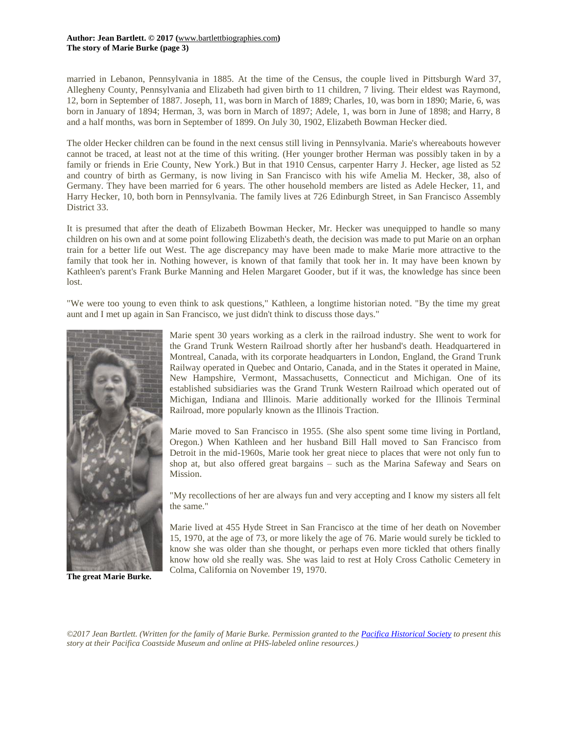married in Lebanon, Pennsylvania in 1885. At the time of the Census, the couple lived in Pittsburgh Ward 37, Allegheny County, Pennsylvania and Elizabeth had given birth to 11 children, 7 living. Their eldest was Raymond, 12, born in September of 1887. Joseph, 11, was born in March of 1889; Charles, 10, was born in 1890; Marie, 6, was born in January of 1894; Herman, 3, was born in March of 1897; Adele, 1, was born in June of 1898; and Harry, 8 and a half months, was born in September of 1899. On July 30, 1902, Elizabeth Bowman Hecker died.

The older Hecker children can be found in the next census still living in Pennsylvania. Marie's whereabouts however cannot be traced, at least not at the time of this writing. (Her younger brother Herman was possibly taken in by a family or friends in Erie County, New York.) But in that 1910 Census, carpenter Harry J. Hecker, age listed as 52 and country of birth as Germany, is now living in San Francisco with his wife Amelia M. Hecker, 38, also of Germany. They have been married for 6 years. The other household members are listed as Adele Hecker, 11, and Harry Hecker, 10, both born in Pennsylvania. The family lives at 726 Edinburgh Street, in San Francisco Assembly District 33.

It is presumed that after the death of Elizabeth Bowman Hecker, Mr. Hecker was unequipped to handle so many children on his own and at some point following Elizabeth's death, the decision was made to put Marie on an orphan train for a better life out West. The age discrepancy may have been made to make Marie more attractive to the family that took her in. Nothing however, is known of that family that took her in. It may have been known by Kathleen's parent's Frank Burke Manning and Helen Margaret Gooder, but if it was, the knowledge has since been lost.

"We were too young to even think to ask questions," Kathleen, a longtime historian noted. "By the time my great aunt and I met up again in San Francisco, we just didn't think to discuss those days."

Marie spent 30 years working as a clerk in the railroad industry. She went to work for the Grand Trunk Western Railroad shortly after her husband's death. Headquartered in Montreal, Canada, with its corporate headquarters in London, England, the Grand Trunk Railway operated in Quebec and Ontario, Canada, and in the States it operated in Maine, New Hampshire, Vermont, Massachusetts, Connecticut and Michigan. One of its established subsidiaries was the Grand Trunk Western Railroad which operated out of Michigan, Indiana and Illinois. Marie additionally worked for the Illinois Terminal Railroad, more popularly known as the Illinois Traction.

Marie moved to San Francisco in 1955. (She also spent some time living in Portland, Oregon.) When Kathleen and her husband Bill Hall moved to San Francisco from Detroit in the mid-1960s, Marie took her great niece to places that were not only fun to shop at, but also offered great bargains – such as the Marina Safeway and Sears on Mission.

"My recollections of her are always fun and very accepting and I know my sisters all felt the same."

Marie lived at 455 Hyde Street in San Francisco at the time of her death on November 15, 1970, at the age of 73, or more likely the age of 76. Marie would surely be tickled to know she was older than she thought, or perhaps even more tickled that others finally know how old she really was. She was laid to rest at Holy Cross Catholic Cemetery in Colma, California on November 19, 1970.

**The great Marie Burke.**

*©2017 Jean Bartlett. (Written for the family of Marie Burke. Permission granted to the [Pacifica Historical Society](https://www.pacificahistory.org) to present this story at their Pacifica Coastside Museum and online at PHS-labeled online resources.)*